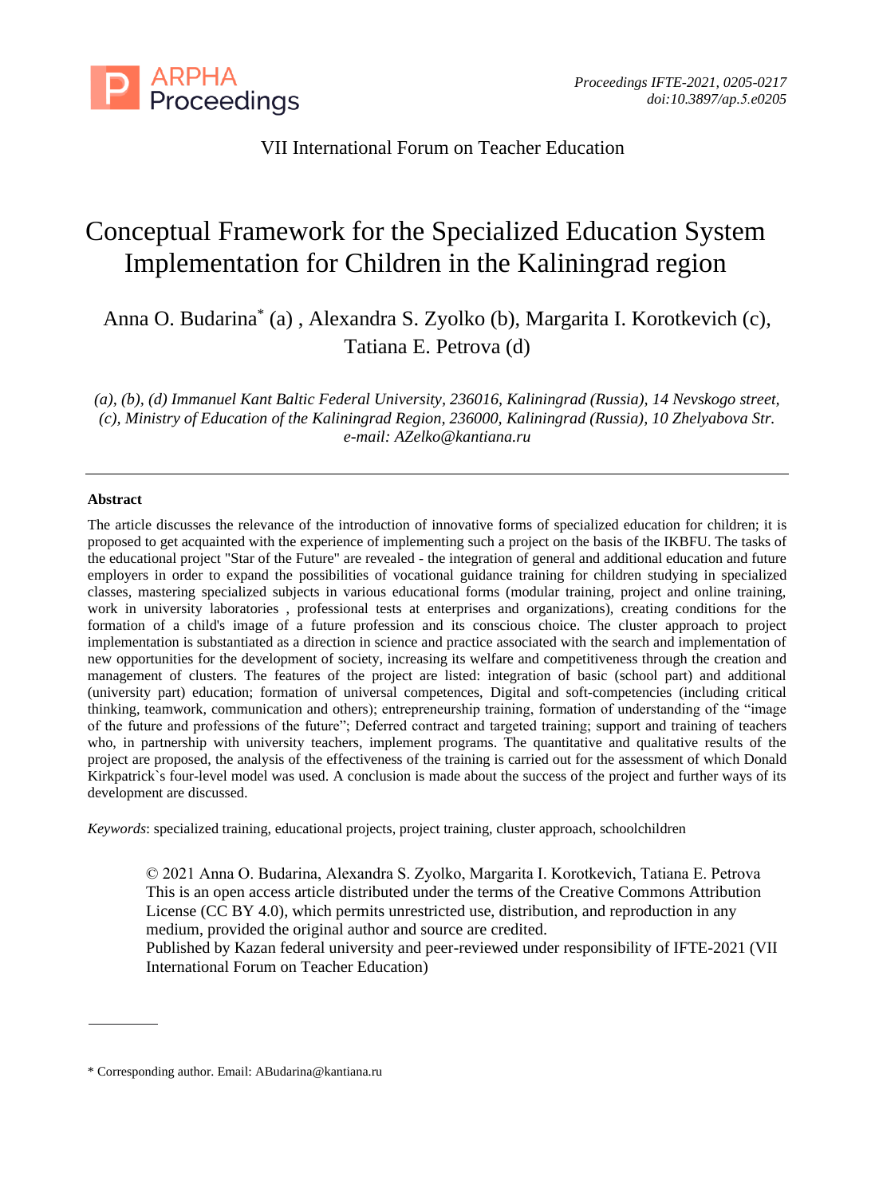VII International Forum on Teacher Education

# Conceptual Framework for the Specialized Education System Implementation for Children in the Kaliningrad region

Anna O. Budarina* (a) , Alexandra S. Zyolko (b), Margarita I. Korotkevich (c), Tatiana E. Petrova (d)

*(a), (b), (d) Immanuel Kant Baltic Federal University, 236016, Kaliningrad (Russia), 14 Nevskogo street, (c), Ministry of Education of the Kaliningrad Region, 236000, Kaliningrad (Russia), 10 Zhelyabova Str. e-mail: AZelko@kantiana.ru*

---

**Abstract**

The article discusses the relevance of the introduction of innovative forms of specialized education for children; it is proposed to get acquainted with the experience of implementing such a project on the basis of the IKBFU. The tasks of the educational project "Star of the Future" are revealed - the integration of general and additional education and future employers in order to expand the possibilities of vocational guidance training for children studying in specialized classes, mastering specialized subjects in various educational forms (modular training, project and online training, work in university laboratories , professional tests at enterprises and organizations), creating conditions for the formation of a child's image of a future profession and its conscious choice. The cluster approach to project implementation is substantiated as a direction in science and practice associated with the search and implementation of new opportunities for the development of society, increasing its welfare and competitiveness through the creation and management of clusters. The features of the project are listed: integration of basic (school part) and additional (university part) education; formation of universal competences, Digital and soft-competencies (including critical thinking, teamwork, communication and others); entrepreneurship training, formation of understanding of the "image of the future and professions of the future"; Deferred contract and targeted training; support and training of teachers who, in partnership with university teachers, implement programs. The quantitative and qualitative results of the project are proposed, the analysis of the effectiveness of the training is carried out for the assessment of which Donald Kirkpatrick`s four-level model was used. A conclusion is made about the success of the project and further ways of its development are discussed.

*Keywords*: specialized training, educational projects, project training, cluster approach, schoolchildren

© 2021 Anna O. Budarina, Alexandra S. Zyolko, Margarita I. Korotkevich, Tatiana E. Petrova
This is an open access article distributed under the terms of the Creative Commons Attribution License (CC BY 4.0), which permits unrestricted use, distribution, and reproduction in any medium, provided the original author and source are credited.
Published by Kazan federal university and peer-reviewed under responsibility of IFTE-2021 (VII International Forum on Teacher Education)

---

* Corresponding author. Email: ABudarina@kantiana.ru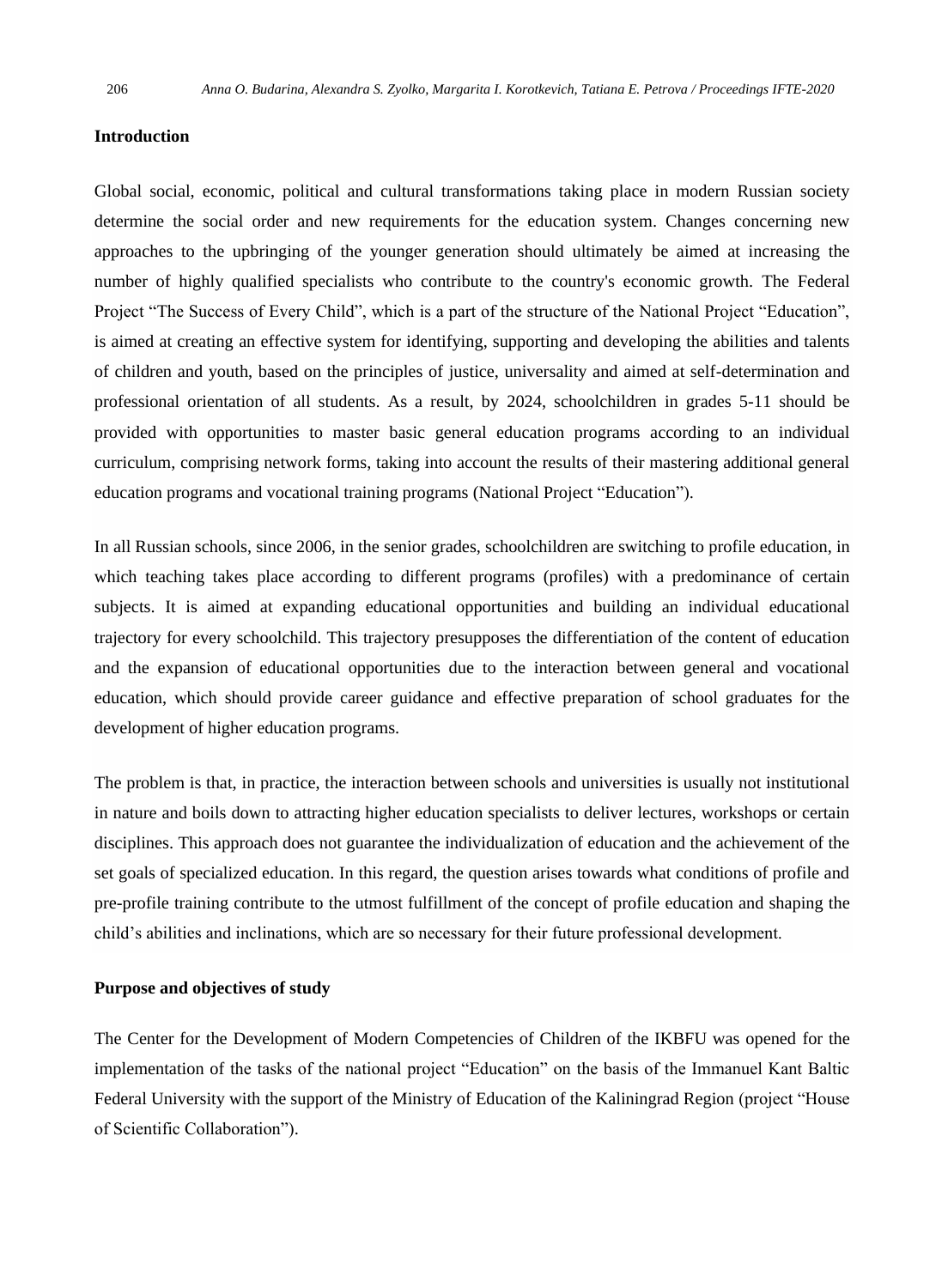## Introduction

Global social, economic, political and cultural transformations taking place in modern Russian society determine the social order and new requirements for the education system. Changes concerning new approaches to the upbringing of the younger generation should ultimately be aimed at increasing the number of highly qualified specialists who contribute to the country's economic growth. The Federal Project “The Success of Every Child”, which is a part of the structure of the National Project “Education”, is aimed at creating an effective system for identifying, supporting and developing the abilities and talents of children and youth, based on the principles of justice, universality and aimed at self-determination and professional orientation of all students. As a result, by 2024, schoolchildren in grades 5-11 should be provided with opportunities to master basic general education programs according to an individual curriculum, comprising network forms, taking into account the results of their mastering additional general education programs and vocational training programs (National Project “Education”).

In all Russian schools, since 2006, in the senior grades, schoolchildren are switching to profile education, in which teaching takes place according to different programs (profiles) with a predominance of certain subjects. It is aimed at expanding educational opportunities and building an individual educational trajectory for every schoolchild. This trajectory presupposes the differentiation of the content of education and the expansion of educational opportunities due to the interaction between general and vocational education, which should provide career guidance and effective preparation of school graduates for the development of higher education programs.

The problem is that, in practice, the interaction between schools and universities is usually not institutional in nature and boils down to attracting higher education specialists to deliver lectures, workshops or certain disciplines. This approach does not guarantee the individualization of education and the achievement of the set goals of specialized education. In this regard, the question arises towards what conditions of profile and pre-profile training contribute to the utmost fulfillment of the concept of profile education and shaping the child’s abilities and inclinations, which are so necessary for their future professional development.

## Purpose and objectives of study

The Center for the Development of Modern Competencies of Children of the IKBFU was opened for the implementation of the tasks of the national project “Education” on the basis of the Immanuel Kant Baltic Federal University with the support of the Ministry of Education of the Kaliningrad Region (project “House of Scientific Collaboration”).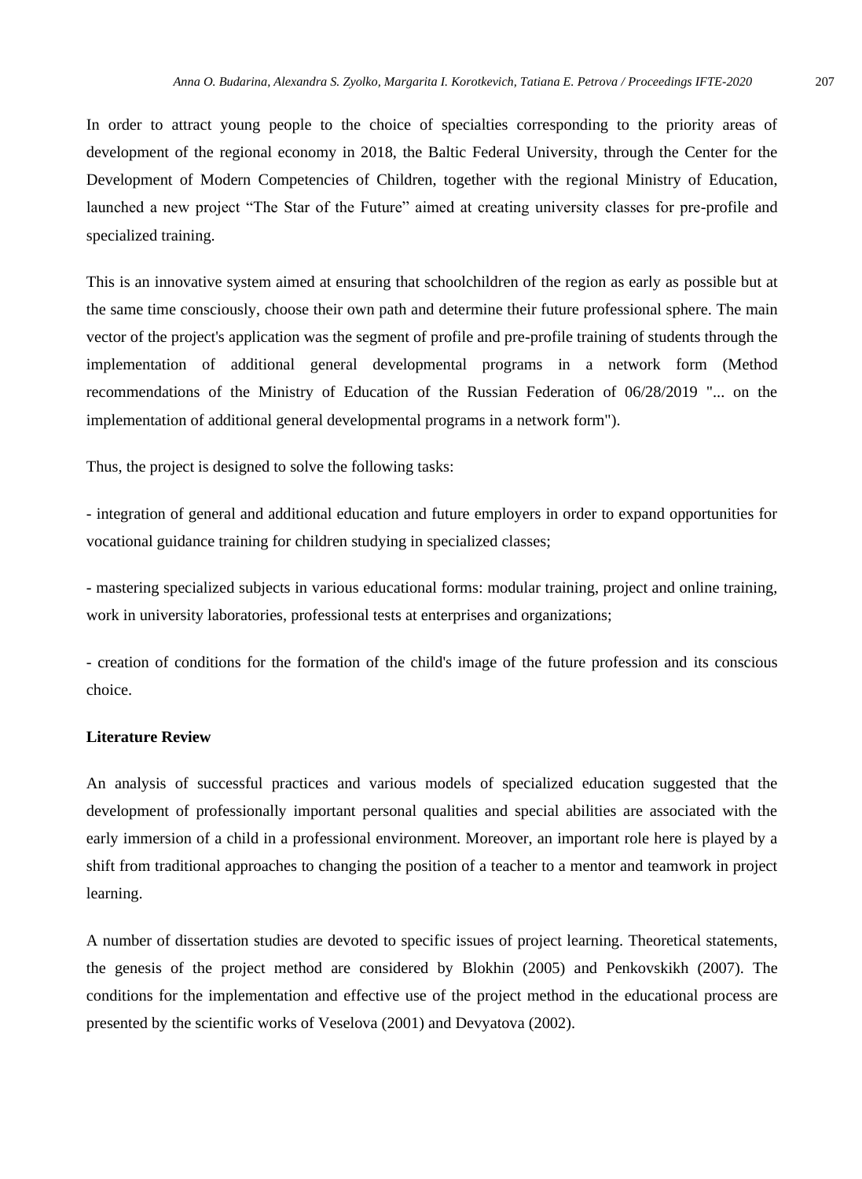In order to attract young people to the choice of specialties corresponding to the priority areas of development of the regional economy in 2018, the Baltic Federal University, through the Center for the Development of Modern Competencies of Children, together with the regional Ministry of Education, launched a new project “The Star of the Future” aimed at creating university classes for pre-profile and specialized training.

This is an innovative system aimed at ensuring that schoolchildren of the region as early as possible but at the same time consciously, choose their own path and determine their future professional sphere. The main vector of the project's application was the segment of profile and pre-profile training of students through the implementation of additional general developmental programs in a network form (Method recommendations of the Ministry of Education of the Russian Federation of 06/28/2019 "... on the implementation of additional general developmental programs in a network form").

Thus, the project is designed to solve the following tasks:

- integration of general and additional education and future employers in order to expand opportunities for vocational guidance training for children studying in specialized classes;

- mastering specialized subjects in various educational forms: modular training, project and online training, work in university laboratories, professional tests at enterprises and organizations;

- creation of conditions for the formation of the child's image of the future profession and its conscious choice.

## Literature Review

An analysis of successful practices and various models of specialized education suggested that the development of professionally important personal qualities and special abilities are associated with the early immersion of a child in a professional environment. Moreover, an important role here is played by a shift from traditional approaches to changing the position of a teacher to a mentor and teamwork in project learning.

A number of dissertation studies are devoted to specific issues of project learning. Theoretical statements, the genesis of the project method are considered by Blokhin (2005) and Penkovskikh (2007). The conditions for the implementation and effective use of the project method in the educational process are presented by the scientific works of Veselova (2001) and Devyatova (2002).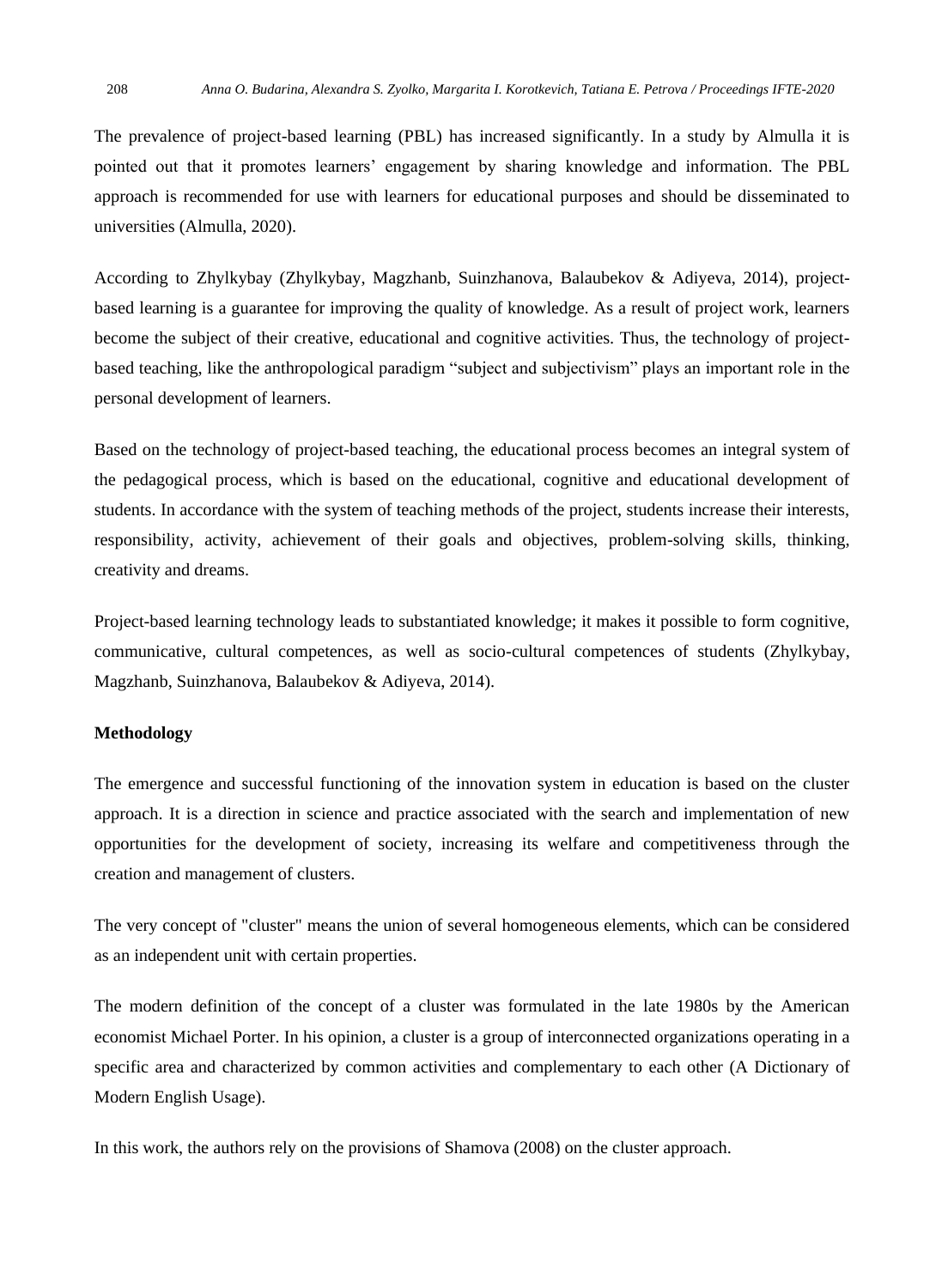The prevalence of project-based learning (PBL) has increased significantly. In a study by Almulla it is pointed out that it promotes learners' engagement by sharing knowledge and information. The PBL approach is recommended for use with learners for educational purposes and should be disseminated to universities (Almulla, 2020).

According to Zhylkybay (Zhylkybay, Magzhanb, Suinzhanova, Balaubekov & Adiyeva, 2014), project-based learning is a guarantee for improving the quality of knowledge. As a result of project work, learners become the subject of their creative, educational and cognitive activities. Thus, the technology of project-based teaching, like the anthropological paradigm "subject and subjectivism" plays an important role in the personal development of learners.

Based on the technology of project-based teaching, the educational process becomes an integral system of the pedagogical process, which is based on the educational, cognitive and educational development of students. In accordance with the system of teaching methods of the project, students increase their interests, responsibility, activity, achievement of their goals and objectives, problem-solving skills, thinking, creativity and dreams.

Project-based learning technology leads to substantiated knowledge; it makes it possible to form cognitive, communicative, cultural competences, as well as socio-cultural competences of students (Zhylkybay, Magzhanb, Suinzhanova, Balaubekov & Adiyeva, 2014).

## Methodology

The emergence and successful functioning of the innovation system in education is based on the cluster approach. It is a direction in science and practice associated with the search and implementation of new opportunities for the development of society, increasing its welfare and competitiveness through the creation and management of clusters.

The very concept of "cluster" means the union of several homogeneous elements, which can be considered as an independent unit with certain properties.

The modern definition of the concept of a cluster was formulated in the late 1980s by the American economist Michael Porter. In his opinion, a cluster is a group of interconnected organizations operating in a specific area and characterized by common activities and complementary to each other (A Dictionary of Modern English Usage).

In this work, the authors rely on the provisions of Shamova (2008) on the cluster approach.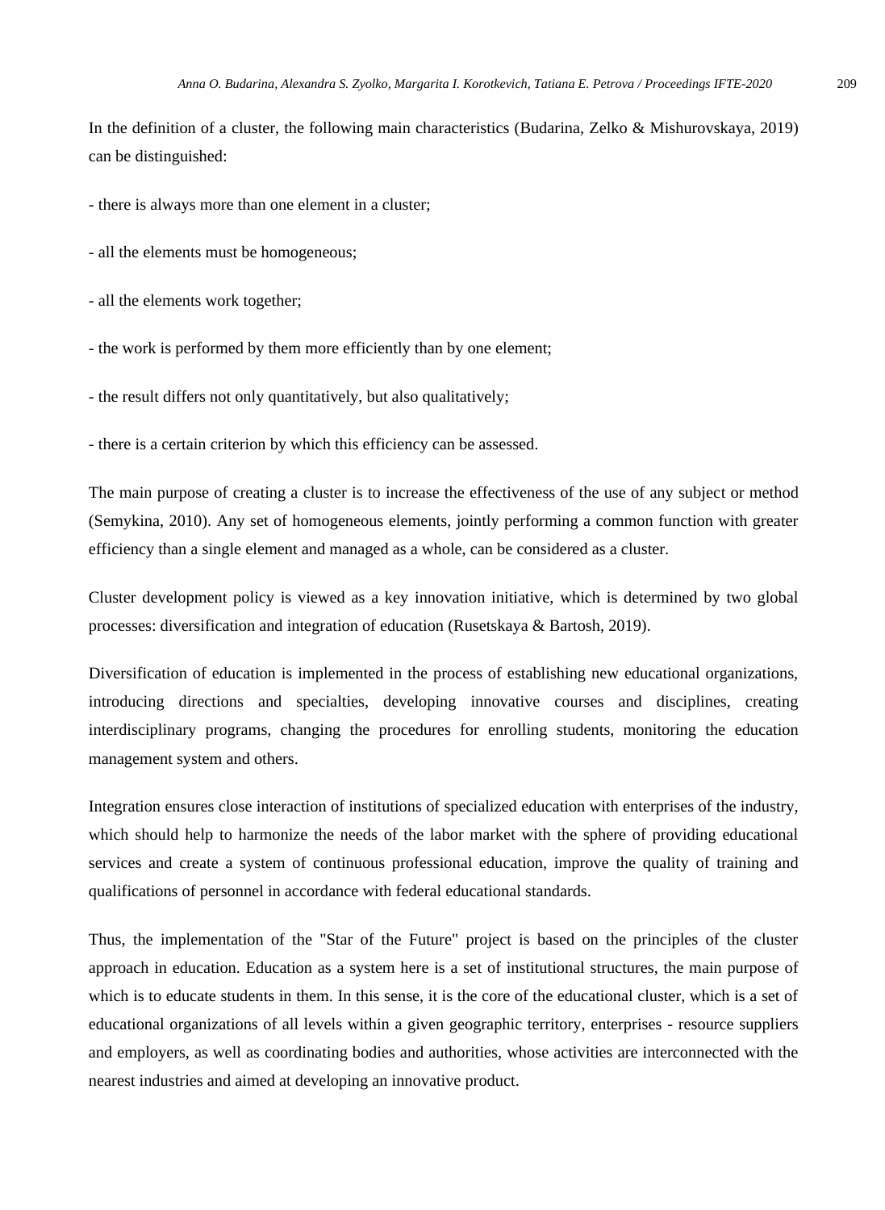In the definition of a cluster, the following main characteristics (Budarina, Zelko & Mishurovskaya, 2019) can be distinguished:

- there is always more than one element in a cluster;

- all the elements must be homogeneous;

- all the elements work together;

- the work is performed by them more efficiently than by one element;

- the result differs not only quantitatively, but also qualitatively;

- there is a certain criterion by which this efficiency can be assessed.

The main purpose of creating a cluster is to increase the effectiveness of the use of any subject or method (Semykina, 2010). Any set of homogeneous elements, jointly performing a common function with greater efficiency than a single element and managed as a whole, can be considered as a cluster.

Cluster development policy is viewed as a key innovation initiative, which is determined by two global processes: diversification and integration of education (Rusetskaya & Bartosh, 2019).

Diversification of education is implemented in the process of establishing new educational organizations, introducing directions and specialties, developing innovative courses and disciplines, creating interdisciplinary programs, changing the procedures for enrolling students, monitoring the education management system and others.

Integration ensures close interaction of institutions of specialized education with enterprises of the industry, which should help to harmonize the needs of the labor market with the sphere of providing educational services and create a system of continuous professional education, improve the quality of training and qualifications of personnel in accordance with federal educational standards.

Thus, the implementation of the "Star of the Future" project is based on the principles of the cluster approach in education. Education as a system here is a set of institutional structures, the main purpose of which is to educate students in them. In this sense, it is the core of the educational cluster, which is a set of educational organizations of all levels within a given geographic territory, enterprises - resource suppliers and employers, as well as coordinating bodies and authorities, whose activities are interconnected with the nearest industries and aimed at developing an innovative product.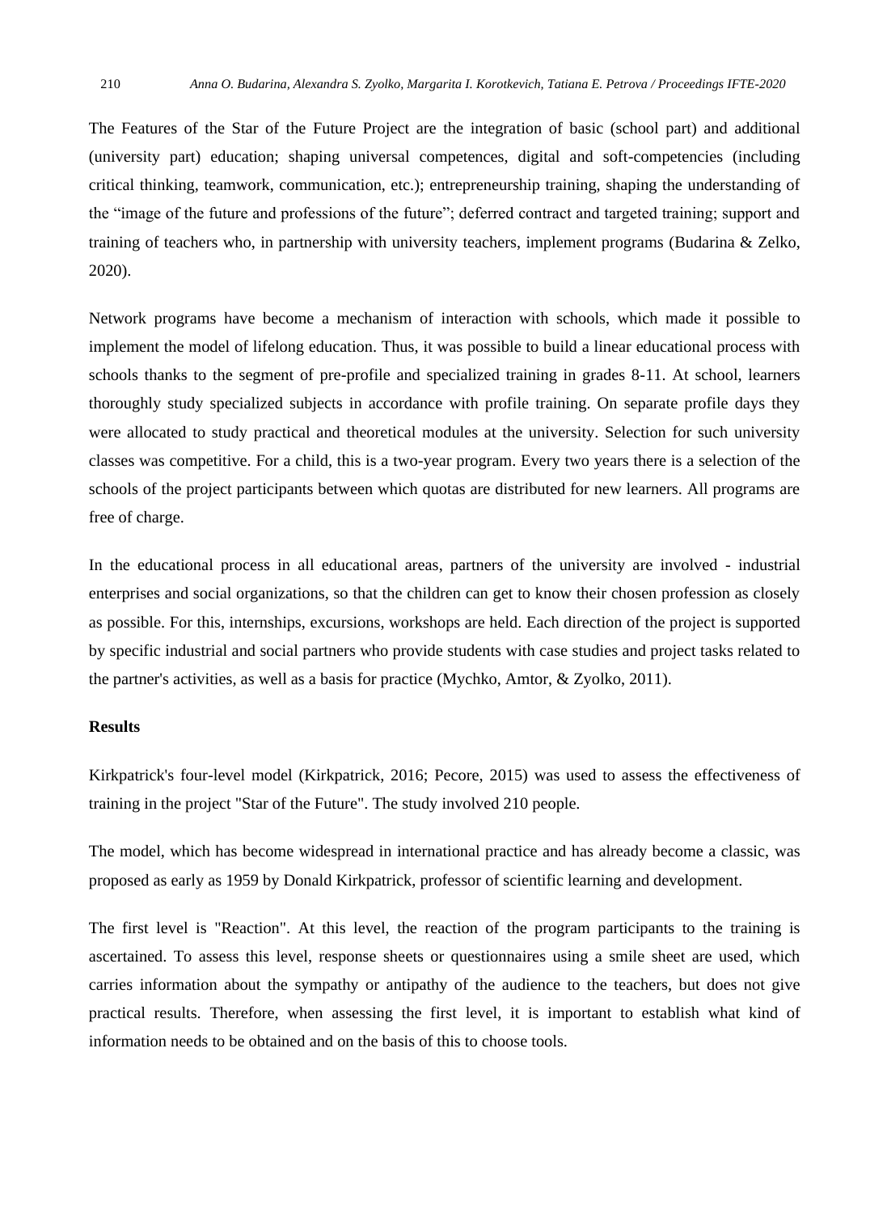The Features of the Star of the Future Project are the integration of basic (school part) and additional (university part) education; shaping universal competences, digital and soft-competencies (including critical thinking, teamwork, communication, etc.); entrepreneurship training, shaping the understanding of the "image of the future and professions of the future"; deferred contract and targeted training; support and training of teachers who, in partnership with university teachers, implement programs (Budarina & Zelko, 2020).

Network programs have become a mechanism of interaction with schools, which made it possible to implement the model of lifelong education. Thus, it was possible to build a linear educational process with schools thanks to the segment of pre-profile and specialized training in grades 8-11. At school, learners thoroughly study specialized subjects in accordance with profile training. On separate profile days they were allocated to study practical and theoretical modules at the university. Selection for such university classes was competitive. For a child, this is a two-year program. Every two years there is a selection of the schools of the project participants between which quotas are distributed for new learners. All programs are free of charge.

In the educational process in all educational areas, partners of the university are involved - industrial enterprises and social organizations, so that the children can get to know their chosen profession as closely as possible. For this, internships, excursions, workshops are held. Each direction of the project is supported by specific industrial and social partners who provide students with case studies and project tasks related to the partner's activities, as well as a basis for practice (Mychko, Amtor, & Zyolko, 2011).

## Results

Kirkpatrick's four-level model (Kirkpatrick, 2016; Pecore, 2015) was used to assess the effectiveness of training in the project "Star of the Future". The study involved 210 people.

The model, which has become widespread in international practice and has already become a classic, was proposed as early as 1959 by Donald Kirkpatrick, professor of scientific learning and development.

The first level is "Reaction". At this level, the reaction of the program participants to the training is ascertained. To assess this level, response sheets or questionnaires using a smile sheet are used, which carries information about the sympathy or antipathy of the audience to the teachers, but does not give practical results. Therefore, when assessing the first level, it is important to establish what kind of information needs to be obtained and on the basis of this to choose tools.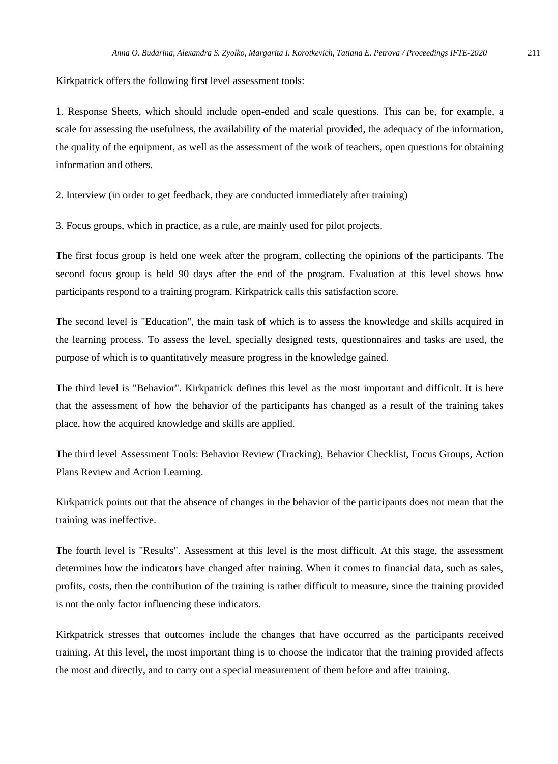Kirkpatrick offers the following first level assessment tools:

1. Response Sheets, which should include open-ended and scale questions. This can be, for example, a scale for assessing the usefulness, the availability of the material provided, the adequacy of the information, the quality of the equipment, as well as the assessment of the work of teachers, open questions for obtaining information and others.

2. Interview (in order to get feedback, they are conducted immediately after training)

3. Focus groups, which in practice, as a rule, are mainly used for pilot projects.

The first focus group is held one week after the program, collecting the opinions of the participants. The second focus group is held 90 days after the end of the program. Evaluation at this level shows how participants respond to a training program. Kirkpatrick calls this satisfaction score.

The second level is "Education", the main task of which is to assess the knowledge and skills acquired in the learning process. To assess the level, specially designed tests, questionnaires and tasks are used, the purpose of which is to quantitatively measure progress in the knowledge gained.

The third level is "Behavior". Kirkpatrick defines this level as the most important and difficult. It is here that the assessment of how the behavior of the participants has changed as a result of the training takes place, how the acquired knowledge and skills are applied.

The third level Assessment Tools: Behavior Review (Tracking), Behavior Checklist, Focus Groups, Action Plans Review and Action Learning.

Kirkpatrick points out that the absence of changes in the behavior of the participants does not mean that the training was ineffective.

The fourth level is "Results". Assessment at this level is the most difficult. At this stage, the assessment determines how the indicators have changed after training. When it comes to financial data, such as sales, profits, costs, then the contribution of the training is rather difficult to measure, since the training provided is not the only factor influencing these indicators.

Kirkpatrick stresses that outcomes include the changes that have occurred as the participants received training. At this level, the most important thing is to choose the indicator that the training provided affects the most and directly, and to carry out a special measurement of them before and after training.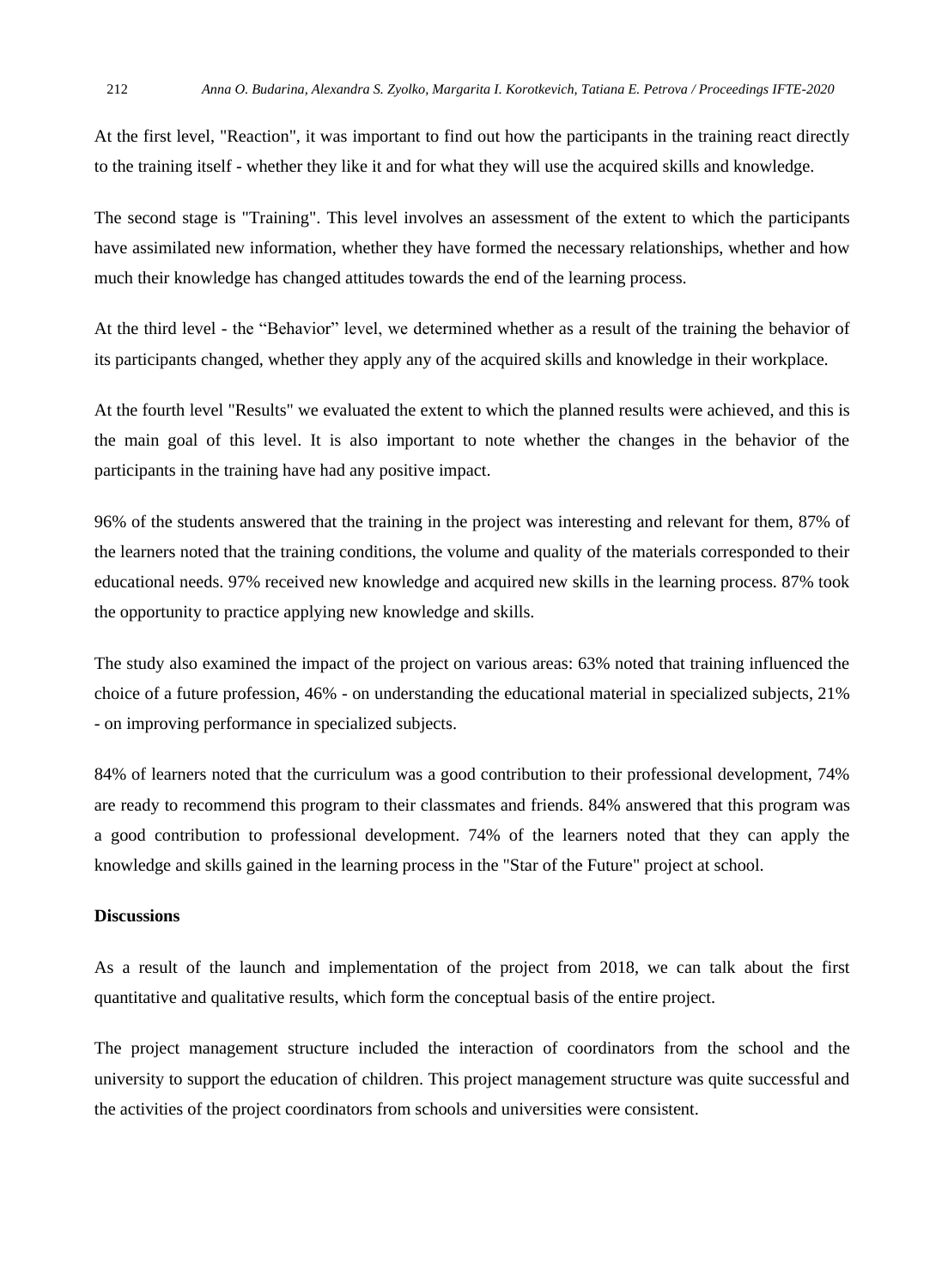At the first level, "Reaction", it was important to find out how the participants in the training react directly to the training itself - whether they like it and for what they will use the acquired skills and knowledge.

The second stage is "Training". This level involves an assessment of the extent to which the participants have assimilated new information, whether they have formed the necessary relationships, whether and how much their knowledge has changed attitudes towards the end of the learning process.

At the third level - the “Behavior” level, we determined whether as a result of the training the behavior of its participants changed, whether they apply any of the acquired skills and knowledge in their workplace.

At the fourth level "Results" we evaluated the extent to which the planned results were achieved, and this is the main goal of this level. It is also important to note whether the changes in the behavior of the participants in the training have had any positive impact.

96% of the students answered that the training in the project was interesting and relevant for them, 87% of the learners noted that the training conditions, the volume and quality of the materials corresponded to their educational needs. 97% received new knowledge and acquired new skills in the learning process. 87% took the opportunity to practice applying new knowledge and skills.

The study also examined the impact of the project on various areas: 63% noted that training influenced the choice of a future profession, 46% - on understanding the educational material in specialized subjects, 21% - on improving performance in specialized subjects.

84% of learners noted that the curriculum was a good contribution to their professional development, 74% are ready to recommend this program to their classmates and friends. 84% answered that this program was a good contribution to professional development. 74% of the learners noted that they can apply the knowledge and skills gained in the learning process in the "Star of the Future" project at school.

**Discussions**

As a result of the launch and implementation of the project from 2018, we can talk about the first quantitative and qualitative results, which form the conceptual basis of the entire project.

The project management structure included the interaction of coordinators from the school and the university to support the education of children. This project management structure was quite successful and the activities of the project coordinators from schools and universities were consistent.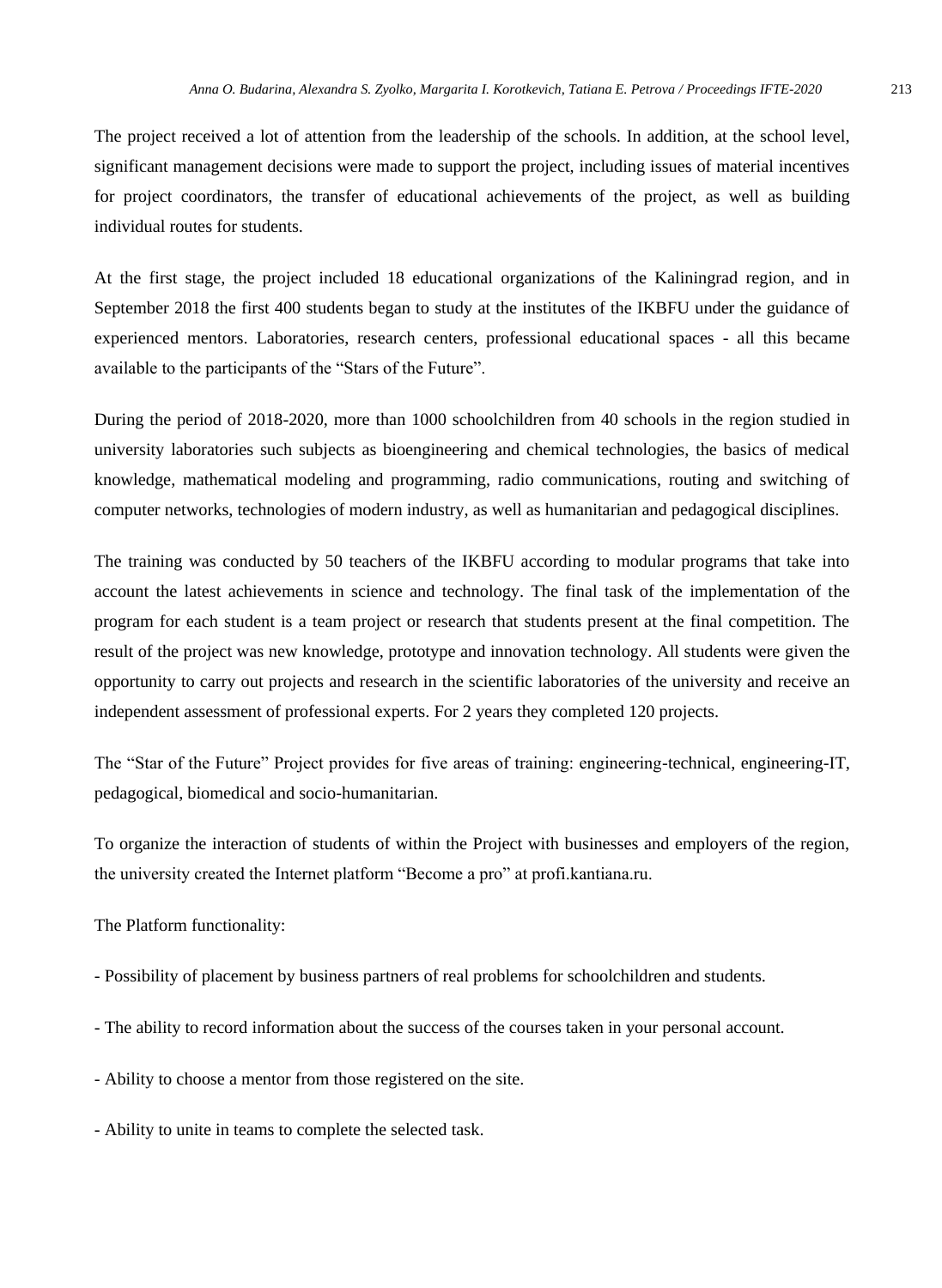The project received a lot of attention from the leadership of the schools. In addition, at the school level, significant management decisions were made to support the project, including issues of material incentives for project coordinators, the transfer of educational achievements of the project, as well as building individual routes for students.

At the first stage, the project included 18 educational organizations of the Kaliningrad region, and in September 2018 the first 400 students began to study at the institutes of the IKBFU under the guidance of experienced mentors. Laboratories, research centers, professional educational spaces - all this became available to the participants of the "Stars of the Future".

During the period of 2018-2020, more than 1000 schoolchildren from 40 schools in the region studied in university laboratories such subjects as bioengineering and chemical technologies, the basics of medical knowledge, mathematical modeling and programming, radio communications, routing and switching of computer networks, technologies of modern industry, as well as humanitarian and pedagogical disciplines.

The training was conducted by 50 teachers of the IKBFU according to modular programs that take into account the latest achievements in science and technology. The final task of the implementation of the program for each student is a team project or research that students present at the final competition. The result of the project was new knowledge, prototype and innovation technology. All students were given the opportunity to carry out projects and research in the scientific laboratories of the university and receive an independent assessment of professional experts. For 2 years they completed 120 projects.

The "Star of the Future" Project provides for five areas of training: engineering-technical, engineering-IT, pedagogical, biomedical and socio-humanitarian.

To organize the interaction of students of within the Project with businesses and employers of the region, the university created the Internet platform "Become a pro" at profi.kantiana.ru.

The Platform functionality:

- Possibility of placement by business partners of real problems for schoolchildren and students.

- The ability to record information about the success of the courses taken in your personal account.

- Ability to choose a mentor from those registered on the site.

- Ability to unite in teams to complete the selected task.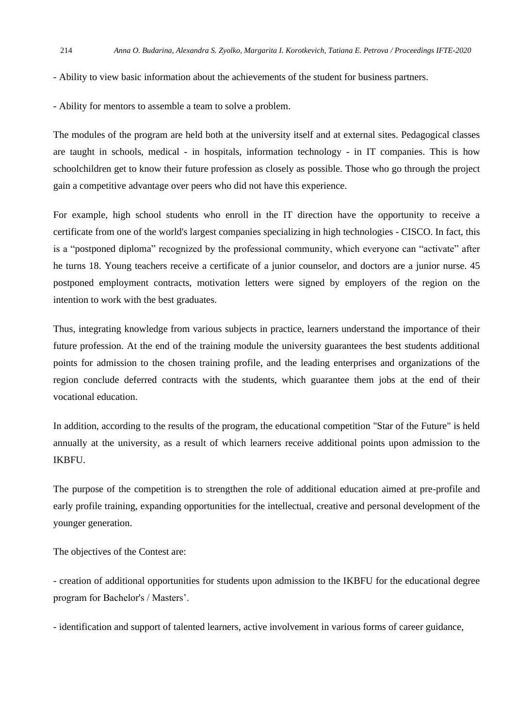- Ability to view basic information about the achievements of the student for business partners.

- Ability for mentors to assemble a team to solve a problem.

The modules of the program are held both at the university itself and at external sites. Pedagogical classes are taught in schools, medical - in hospitals, information technology - in IT companies. This is how schoolchildren get to know their future profession as closely as possible. Those who go through the project gain a competitive advantage over peers who did not have this experience.

For example, high school students who enroll in the IT direction have the opportunity to receive a certificate from one of the world's largest companies specializing in high technologies - CISCO. In fact, this is a “postponed diploma” recognized by the professional community, which everyone can “activate” after he turns 18. Young teachers receive a certificate of a junior counselor, and doctors are a junior nurse. 45 postponed employment contracts, motivation letters were signed by employers of the region on the intention to work with the best graduates.

Thus, integrating knowledge from various subjects in practice, learners understand the importance of their future profession. At the end of the training module the university guarantees the best students additional points for admission to the chosen training profile, and the leading enterprises and organizations of the region conclude deferred contracts with the students, which guarantee them jobs at the end of their vocational education.

In addition, according to the results of the program, the educational competition "Star of the Future" is held annually at the university, as a result of which learners receive additional points upon admission to the IKBFU.

The purpose of the competition is to strengthen the role of additional education aimed at pre-profile and early profile training, expanding opportunities for the intellectual, creative and personal development of the younger generation.

The objectives of the Contest are:

- creation of additional opportunities for students upon admission to the IKBFU for the educational degree program for Bachelor's / Masters’.

- identification and support of talented learners, active involvement in various forms of career guidance,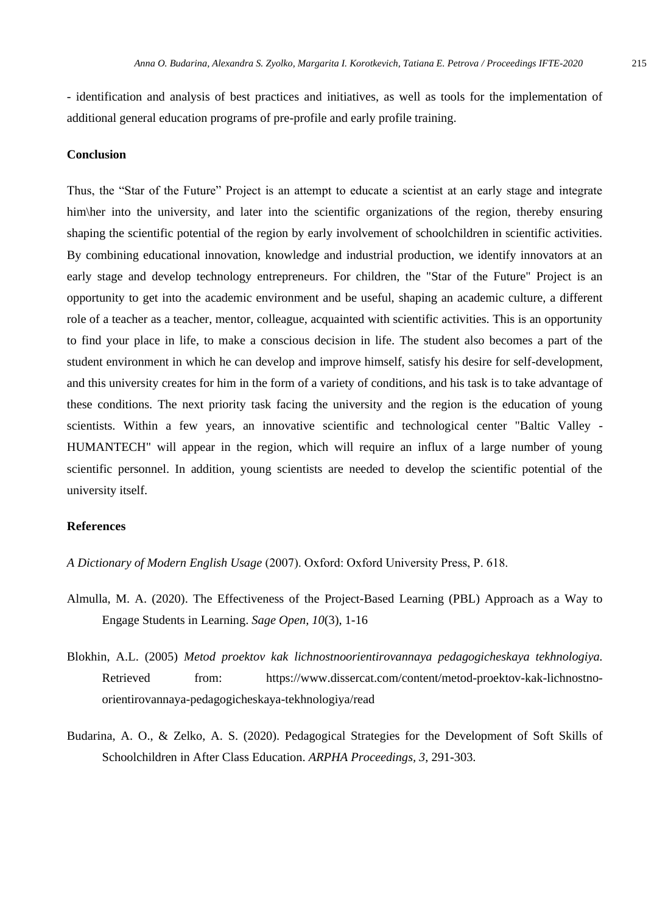- identification and analysis of best practices and initiatives, as well as tools for the implementation of additional general education programs of pre-profile and early profile training.

## Conclusion

Thus, the “Star of the Future” Project is an attempt to educate a scientist at an early stage and integrate him\her into the university, and later into the scientific organizations of the region, thereby ensuring shaping the scientific potential of the region by early involvement of schoolchildren in scientific activities. By combining educational innovation, knowledge and industrial production, we identify innovators at an early stage and develop technology entrepreneurs. For children, the "Star of the Future" Project is an opportunity to get into the academic environment and be useful, shaping an academic culture, a different role of a teacher as a teacher, mentor, colleague, acquainted with scientific activities. This is an opportunity to find your place in life, to make a conscious decision in life. The student also becomes a part of the student environment in which he can develop and improve himself, satisfy his desire for self-development, and this university creates for him in the form of a variety of conditions, and his task is to take advantage of these conditions. The next priority task facing the university and the region is the education of young scientists. Within a few years, an innovative scientific and technological center "Baltic Valley - HUMANTECH" will appear in the region, which will require an influx of a large number of young scientific personnel. In addition, young scientists are needed to develop the scientific potential of the university itself.

## References

*A Dictionary of Modern English Usage* (2007). Oxford: Oxford University Press, P. 618.

Almulla, M. A. (2020). The Effectiveness of the Project-Based Learning (PBL) Approach as a Way to Engage Students in Learning. *Sage Open, 10*(3), 1-16

Blokhin, A.L. (2005) *Metod proektov kak lichnostnoorientirovannaya pedagogicheskaya tekhnologiya.* Retrieved from: https://www.dissercat.com/content/metod-proektov-kak-lichnostno-orientirovannaya-pedagogicheskaya-tekhnologiya/read

Budarina, A. O., & Zelko, A. S. (2020). Pedagogical Strategies for the Development of Soft Skills of Schoolchildren in After Class Education. *ARPHA Proceedings, 3*, 291-303.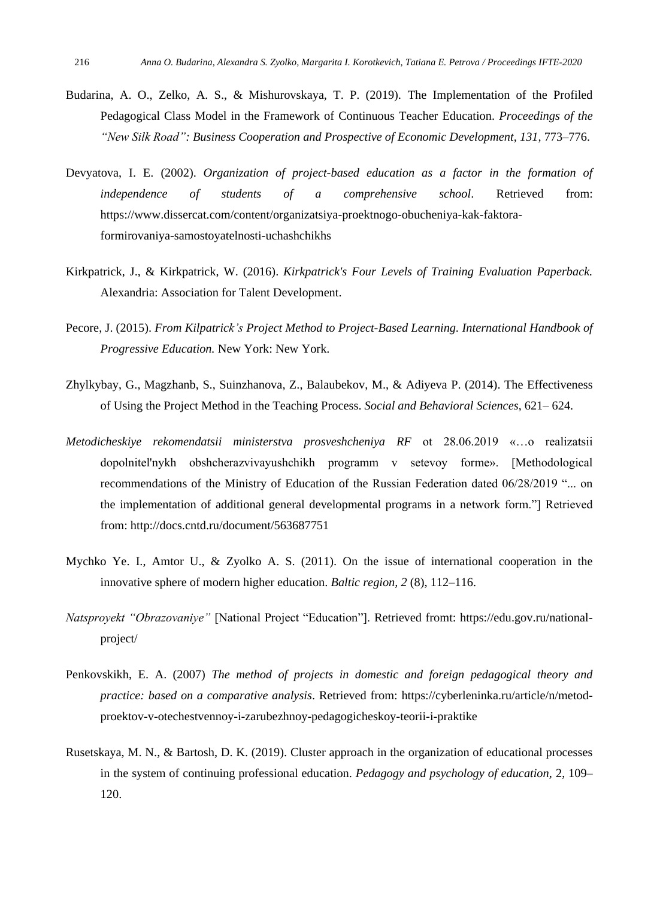Budarina, A. O., Zelko, A. S., & Mishurovskaya, T. P. (2019). The Implementation of the Profiled Pedagogical Class Model in the Framework of Continuous Teacher Education. *Proceedings of the "New Silk Road": Business Cooperation and Prospective of Economic Development, 131,* 773–776.

Devyatova, I. E. (2002). *Organization of project-based education as a factor in the formation of independence of students of a comprehensive school*. Retrieved from: https://www.dissercat.com/content/organizatsiya-proektnogo-obucheniya-kak-faktora-formirovaniya-samostoyatelnosti-uchashchikhs

Kirkpatrick, J., & Kirkpatrick, W. (2016). *Kirkpatrick's Four Levels of Training Evaluation Paperback.* Alexandria: Association for Talent Development.

Pecore, J. (2015). *From Kilpatrick's Project Method to Project-Based Learning. International Handbook of Progressive Education.* New York: New York.

Zhylkybay, G., Magzhanb, S., Suinzhanova, Z., Balaubekov, M., & Adiyeva P. (2014). The Effectiveness of Using the Project Method in the Teaching Process. *Social and Behavioral Sciences*, 621– 624.

*Metodicheskiye rekomendatsii ministerstva prosveshcheniya RF* ot 28.06.2019 «…o realizatsii dopolnitel'nykh obshcherazvivayushchikh programm v setevoy forme». [Methodological recommendations of the Ministry of Education of the Russian Federation dated 06/28/2019 "... on the implementation of additional general developmental programs in a network form."] Retrieved from: http://docs.cntd.ru/document/563687751

Mychko Ye. I., Amtor U., & Zyolko A. S. (2011). On the issue of international cooperation in the innovative sphere of modern higher education. *Baltic region, 2* (8), 112–116.

*Natsproyekt "Obrazovaniye"* [National Project "Education"]. Retrieved fromt: https://edu.gov.ru/national-project/

Penkovskikh, E. A. (2007) *The method of projects in domestic and foreign pedagogical theory and practice: based on a comparative analysis*. Retrieved from: https://cyberleninka.ru/article/n/metod-proektov-v-otechestvennoy-i-zarubezhnoy-pedagogicheskoy-teorii-i-praktike

Rusetskaya, M. N., & Bartosh, D. K. (2019). Cluster approach in the organization of educational processes in the system of continuing professional education. *Pedagogy and psychology of education*, 2, 109–120.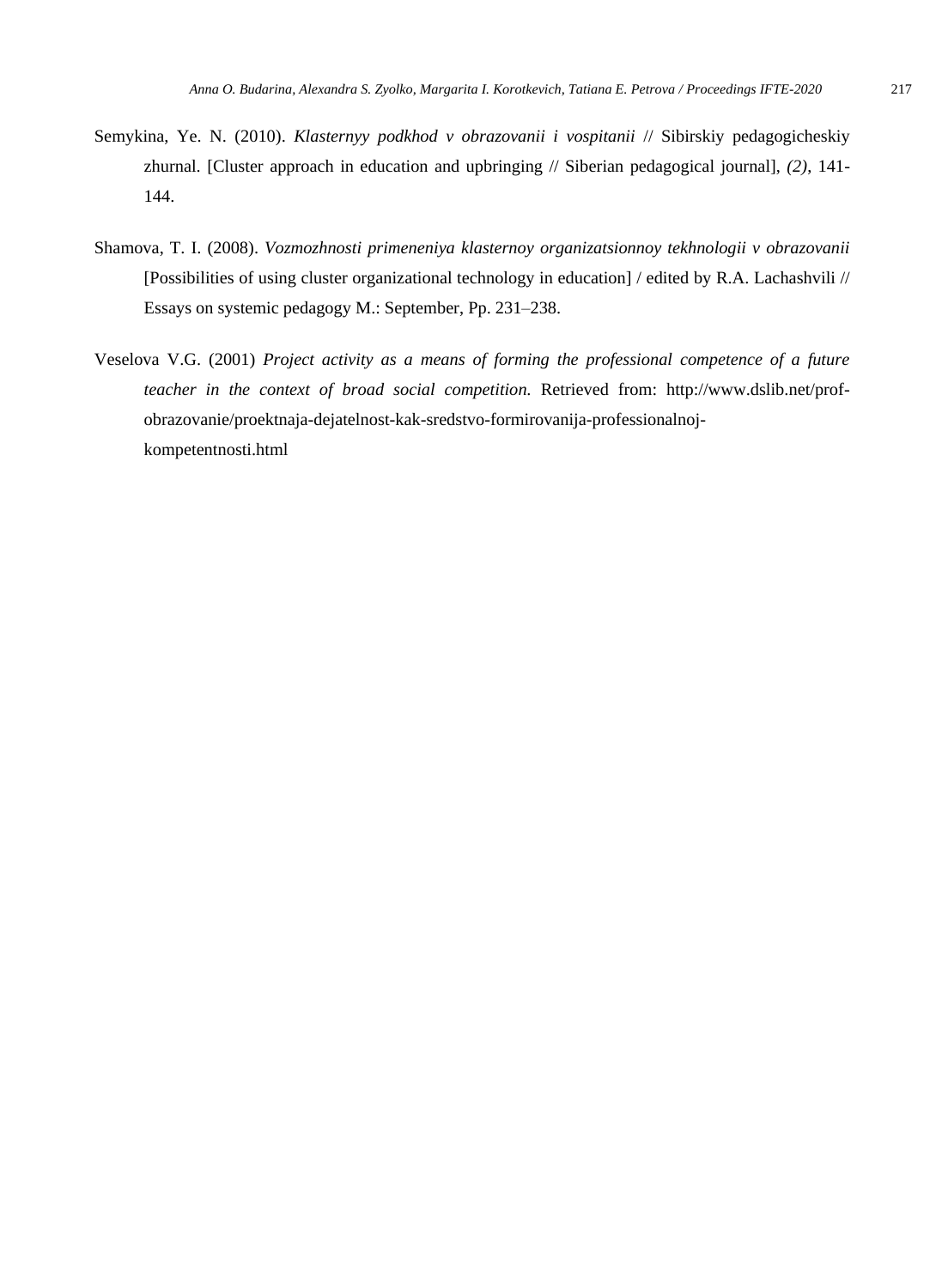Semykina, Ye. N. (2010). *Klasternyy podkhod v obrazovanii i vospitanii* // Sibirskiy pedagogicheskiy zhurnal. [Cluster approach in education and upbringing // Siberian pedagogical journal], *(2)*, 141-144.

Shamova, T. I. (2008). *Vozmozhnosti primeneniya klasternoy organizatsionnoy tekhnologii v obrazovanii* [Possibilities of using cluster organizational technology in education] / edited by R.A. Lachashvili // Essays on systemic pedagogy M.: September, Pp. 231–238.

Veselova V.G. (2001) *Project activity as a means of forming the professional competence of a future teacher in the context of broad social competition.* Retrieved from: http://www.dslib.net/prof-obrazovanie/proektnaja-dejatelnost-kak-sredstvo-formirovanija-professionalnoj-kompetentnosti.html